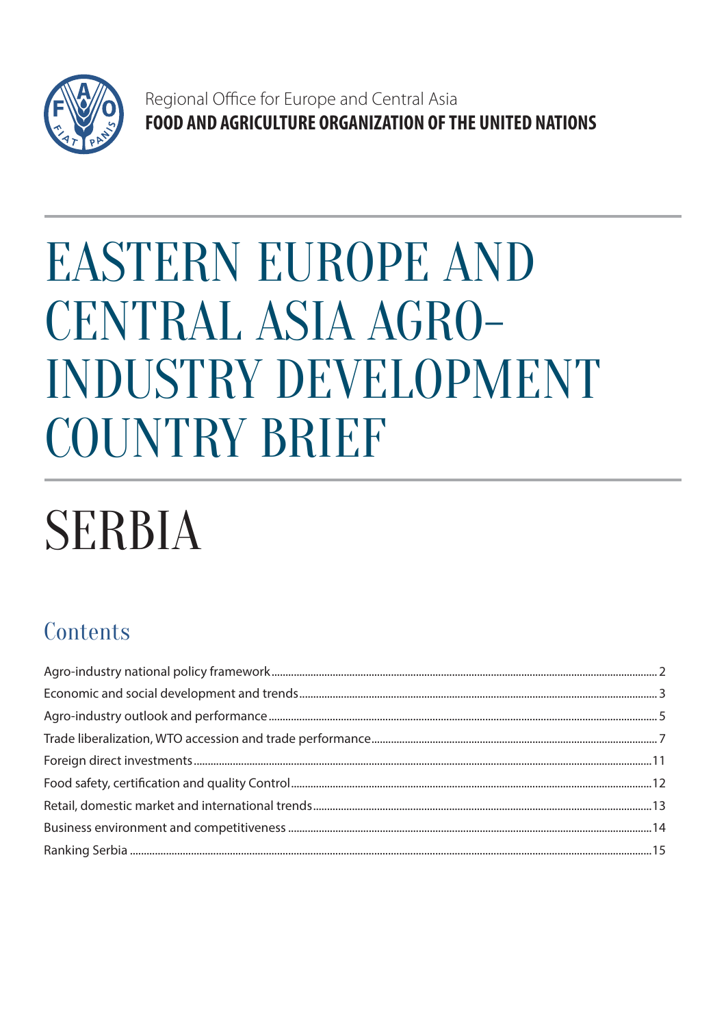Regional Office for Europe and Central Asia

**FOOD AND AGRICULTURE ORGANIZATION OF THE UNITED NATIONS**

# EASTERN EUROPE AND CENTRAL ASIA AGRO-INDUSTRY DEVELOPMENT COUNTRY BRIEF

# SERBIA

## Contents

- Agro-industry national policy framework ........ 2
- Economic and social development and trends ........ 3
- Agro-industry outlook and performance ........ 5
- Trade liberalization, WTO accession and trade performance ........ 7
- Foreign direct investments ........ 11
- Food safety, certification and quality Control ........ 12
- Retail, domestic market and international trends ........ 13
- Business environment and competitiveness ........ 14
- Ranking Serbia ........ 15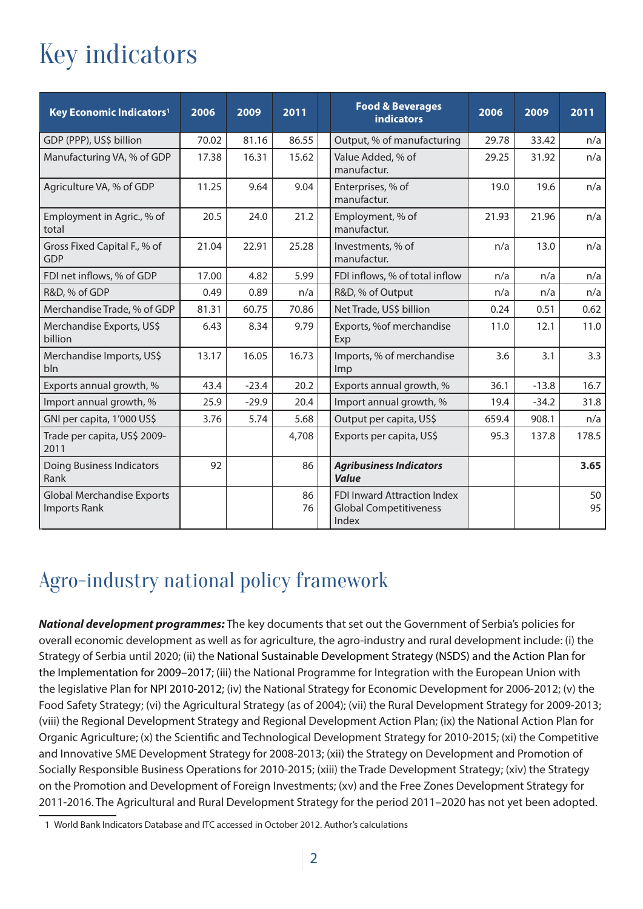# Key indicators

| Key Economic Indicators[1] | 2006 | 2009 | 2011 | | Food & Beverages indicators | 2006 | 2009 | 2011 |
|---|---|---|---|---|---|---|---|---|
| GDP (PPP), US$ billion | 70.02 | 81.16 | 86.55 | | Output, % of manufacturing | 29.78 | 33.42 | n/a |
| Manufacturing VA, % of GDP | 17.38 | 16.31 | 15.62 | | Value Added, % of manufactur. | 29.25 | 31.92 | n/a |
| Agriculture VA, % of GDP | 11.25 | 9.64 | 9.04 | | Enterprises, % of manufactur. | 19.0 | 19.6 | n/a |
| Employment in Agric., % of total | 20.5 | 24.0 | 21.2 | | Employment, % of manufactur. | 21.93 | 21.96 | n/a |
| Gross Fixed Capital F., % of GDP | 21.04 | 22.91 | 25.28 | | Investments, % of manufactur. | n/a | 13.0 | n/a |
| FDI net inflows, % of GDP | 17.00 | 4.82 | 5.99 | | FDI inflows, % of total inflow | n/a | n/a | n/a |
| R&D, % of GDP | 0.49 | 0.89 | n/a | | R&D, % of Output | n/a | n/a | n/a |
| Merchandise Trade, % of GDP | 81.31 | 60.75 | 70.86 | | Net Trade, US$ billion | 0.24 | 0.51 | 0.62 |
| Merchandise Exports, US$ billion | 6.43 | 8.34 | 9.79 | | Exports, %of merchandise Exp | 11.0 | 12.1 | 11.0 |
| Merchandise Imports, US$ bln | 13.17 | 16.05 | 16.73 | | Imports, % of merchandise Imp | 3.6 | 3.1 | 3.3 |
| Exports annual growth, % | 43.4 | -23.4 | 20.2 | | Exports annual growth, % | 36.1 | -13.8 | 16.7 |
| Import annual growth, % | 25.9 | -29.9 | 20.4 | | Import annual growth, % | 19.4 | -34.2 | 31.8 |
| GNI per capita, 1'000 US$ | 3.76 | 5.74 | 5.68 | | Output per capita, US$ | 659.4 | 908.1 | n/a |
| Trade per capita, US$ 2009-2011 | | | 4,708 | | Exports per capita, US$ | 95.3 | 137.8 | 178.5 |
| Doing Business Indicators Rank | 92 | | 86 | | ***Agribusiness Indicators Value*** | | | **3.65** |
| Global Merchandise Exports Imports Rank | | | 86 76 | | FDI Inward Attraction Index Global Competitiveness Index | | | 50 95 |

# Agro-industry national policy framework

***National development programmes:*** The key documents that set out the Government of Serbia's policies for overall economic development as well as for agriculture, the agro-industry and rural development include: (i) the Strategy of Serbia until 2020; (ii) the National Sustainable Development Strategy (NSDS) and the Action Plan for the Implementation for 2009–2017; (iii) the National Programme for Integration with the European Union with the legislative Plan for NPI 2010-2012; (iv) the National Strategy for Economic Development for 2006-2012; (v) the Food Safety Strategy; (vi) the Agricultural Strategy (as of 2004); (vii) the Rural Development Strategy for 2009-2013; (viii) the Regional Development Strategy and Regional Development Action Plan; (ix) the National Action Plan for Organic Agriculture; (x) the Scientific and Technological Development Strategy for 2010-2015; (xi) the Competitive and Innovative SME Development Strategy for 2008-2013; (xii) the Strategy on Development and Promotion of Socially Responsible Business Operations for 2010-2015; (xiii) the Trade Development Strategy; (xiv) the Strategy on the Promotion and Development of Foreign Investments; (xv) and the Free Zones Development Strategy for 2011-2016. The Agricultural and Rural Development Strategy for the period 2011–2020 has not yet been adopted.

1 World Bank Indicators Database and ITC accessed in October 2012. Author's calculations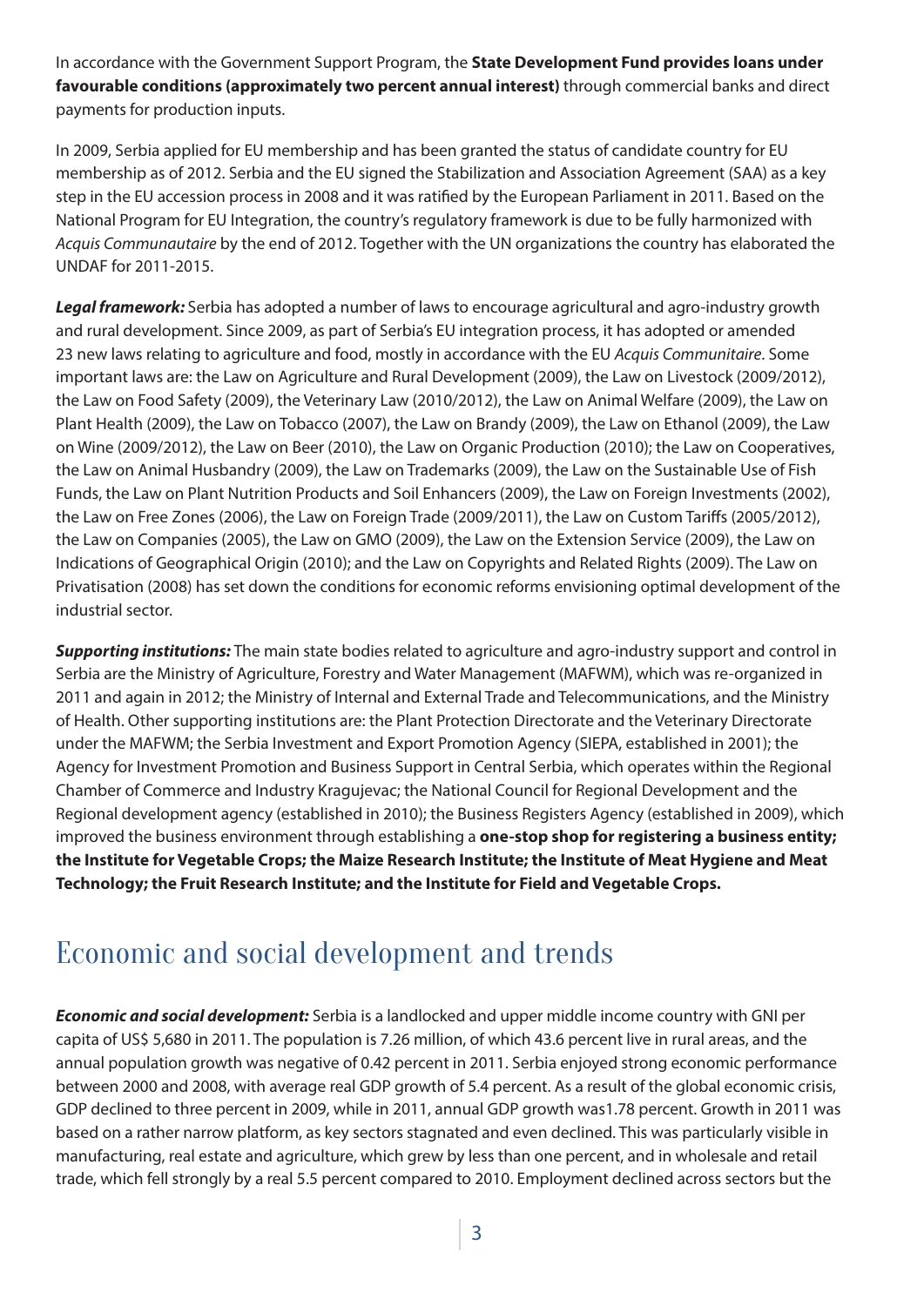In accordance with the Government Support Program, the **State Development Fund provides loans under favourable conditions (approximately two percent annual interest)** through commercial banks and direct payments for production inputs.

In 2009, Serbia applied for EU membership and has been granted the status of candidate country for EU membership as of 2012. Serbia and the EU signed the Stabilization and Association Agreement (SAA) as a key step in the EU accession process in 2008 and it was ratified by the European Parliament in 2011. Based on the National Program for EU Integration, the country's regulatory framework is due to be fully harmonized with *Acquis Communautaire* by the end of 2012. Together with the UN organizations the country has elaborated the UNDAF for 2011-2015.

***Legal framework:*** Serbia has adopted a number of laws to encourage agricultural and agro-industry growth and rural development. Since 2009, as part of Serbia's EU integration process, it has adopted or amended 23 new laws relating to agriculture and food, mostly in accordance with the EU *Acquis Communitaire*. Some important laws are: the Law on Agriculture and Rural Development (2009), the Law on Livestock (2009/2012), the Law on Food Safety (2009), the Veterinary Law (2010/2012), the Law on Animal Welfare (2009), the Law on Plant Health (2009), the Law on Tobacco (2007), the Law on Brandy (2009), the Law on Ethanol (2009), the Law on Wine (2009/2012), the Law on Beer (2010), the Law on Organic Production (2010); the Law on Cooperatives, the Law on Animal Husbandry (2009), the Law on Trademarks (2009), the Law on the Sustainable Use of Fish Funds, the Law on Plant Nutrition Products and Soil Enhancers (2009), the Law on Foreign Investments (2002), the Law on Free Zones (2006), the Law on Foreign Trade (2009/2011), the Law on Custom Tariffs (2005/2012), the Law on Companies (2005), the Law on GMO (2009), the Law on the Extension Service (2009), the Law on Indications of Geographical Origin (2010); and the Law on Copyrights and Related Rights (2009). The Law on Privatisation (2008) has set down the conditions for economic reforms envisioning optimal development of the industrial sector.

***Supporting institutions:*** The main state bodies related to agriculture and agro-industry support and control in Serbia are the Ministry of Agriculture, Forestry and Water Management (MAFWM), which was re-organized in 2011 and again in 2012; the Ministry of Internal and External Trade and Telecommunications, and the Ministry of Health. Other supporting institutions are: the Plant Protection Directorate and the Veterinary Directorate under the MAFWM; the Serbia Investment and Export Promotion Agency (SIEPA, established in 2001); the Agency for Investment Promotion and Business Support in Central Serbia, which operates within the Regional Chamber of Commerce and Industry Kragujevac; the National Council for Regional Development and the Regional development agency (established in 2010); the Business Registers Agency (established in 2009), which improved the business environment through establishing a **one-stop shop for registering a business entity; the Institute for Vegetable Crops; the Maize Research Institute; the Institute of Meat Hygiene and Meat Technology; the Fruit Research Institute; and the Institute for Field and Vegetable Crops.**

# Economic and social development and trends

***Economic and social development:*** Serbia is a landlocked and upper middle income country with GNI per capita of US$ 5,680 in 2011. The population is 7.26 million, of which 43.6 percent live in rural areas, and the annual population growth was negative of 0.42 percent in 2011. Serbia enjoyed strong economic performance between 2000 and 2008, with average real GDP growth of 5.4 percent. As a result of the global economic crisis, GDP declined to three percent in 2009, while in 2011, annual GDP growth was1.78 percent. Growth in 2011 was based on a rather narrow platform, as key sectors stagnated and even declined. This was particularly visible in manufacturing, real estate and agriculture, which grew by less than one percent, and in wholesale and retail trade, which fell strongly by a real 5.5 percent compared to 2010. Employment declined across sectors but the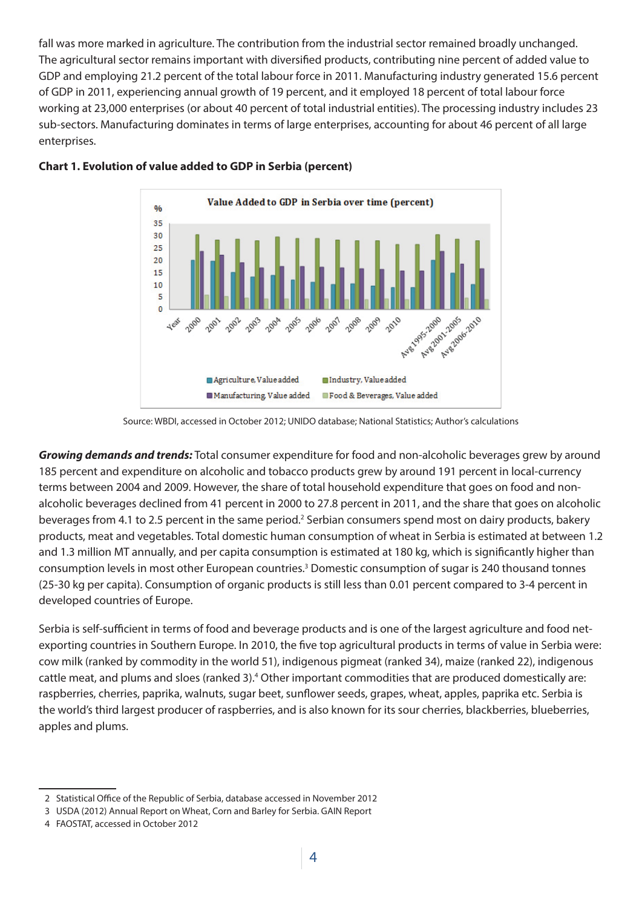fall was more marked in agriculture. The contribution from the industrial sector remained broadly unchanged. The agricultural sector remains important with diversified products, contributing nine percent of added value to GDP and employing 21.2 percent of the total labour force in 2011. Manufacturing industry generated 15.6 percent of GDP in 2011, experiencing annual growth of 19 percent, and it employed 18 percent of total labour force working at 23,000 enterprises (or about 40 percent of total industrial entities). The processing industry includes 23 sub-sectors. Manufacturing dominates in terms of large enterprises, accounting for about 46 percent of all large enterprises.

**Chart 1. Evolution of value added to GDP in Serbia (percent)**

Source: WBDI, accessed in October 2012; UNIDO database; National Statistics; Author's calculations

***Growing demands and trends:*** Total consumer expenditure for food and non-alcoholic beverages grew by around 185 percent and expenditure on alcoholic and tobacco products grew by around 191 percent in local-currency terms between 2004 and 2009. However, the share of total household expenditure that goes on food and non-alcoholic beverages declined from 41 percent in 2000 to 27.8 percent in 2011, and the share that goes on alcoholic beverages from 4.1 to 2.5 percent in the same period.[2] Serbian consumers spend most on dairy products, bakery products, meat and vegetables. Total domestic human consumption of wheat in Serbia is estimated at between 1.2 and 1.3 million MT annually, and per capita consumption is estimated at 180 kg, which is significantly higher than consumption levels in most other European countries.[3] Domestic consumption of sugar is 240 thousand tonnes (25-30 kg per capita). Consumption of organic products is still less than 0.01 percent compared to 3-4 percent in developed countries of Europe.

Serbia is self-sufficient in terms of food and beverage products and is one of the largest agriculture and food net-exporting countries in Southern Europe. In 2010, the five top agricultural products in terms of value in Serbia were: cow milk (ranked by commodity in the world 51), indigenous pigmeat (ranked 34), maize (ranked 22), indigenous cattle meat, and plums and sloes (ranked 3).[4] Other important commodities that are produced domestically are: raspberries, cherries, paprika, walnuts, sugar beet, sunflower seeds, grapes, wheat, apples, paprika etc. Serbia is the world's third largest producer of raspberries, and is also known for its sour cherries, blackberries, blueberries, apples and plums.

---

2 Statistical Office of the Republic of Serbia, database accessed in November 2012

3 USDA (2012) Annual Report on Wheat, Corn and Barley for Serbia. GAIN Report

4 FAOSTAT, accessed in October 2012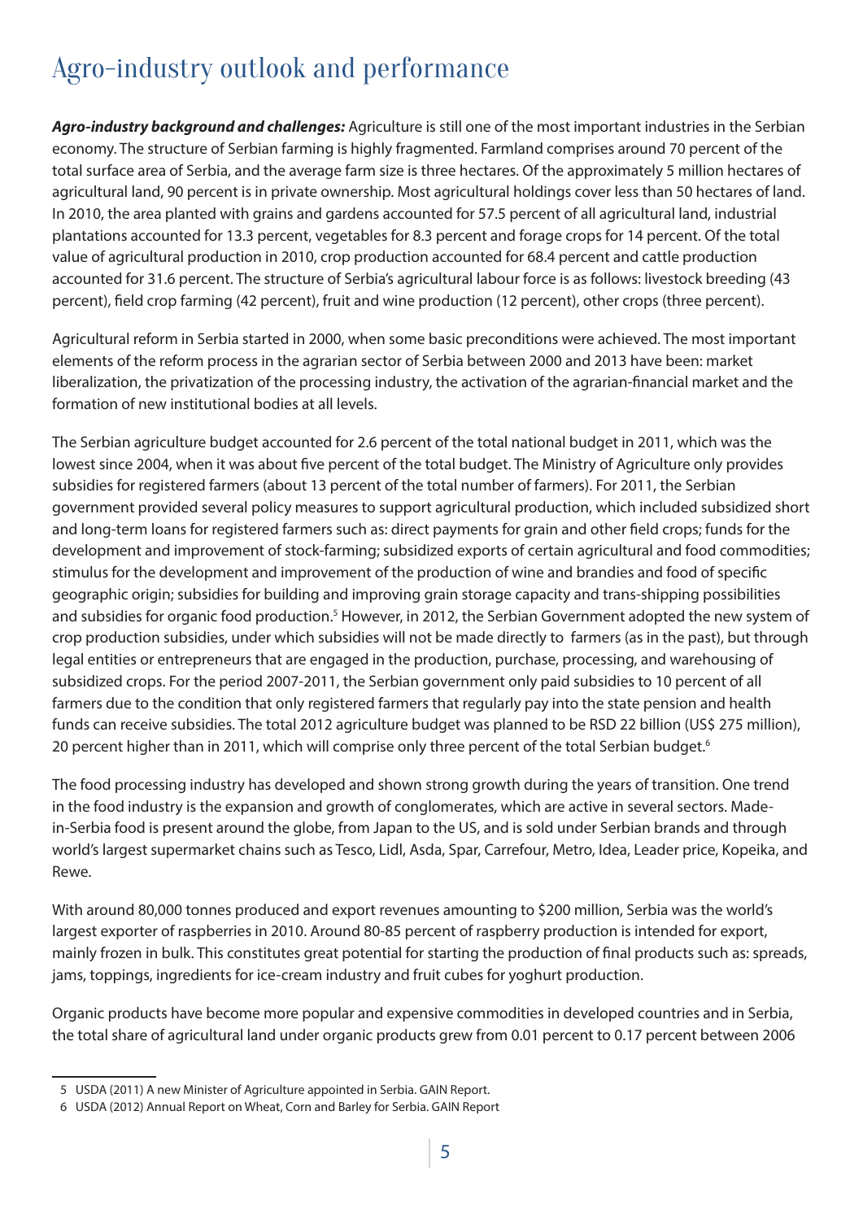# Agro-industry outlook and performance

***Agro-industry background and challenges:*** Agriculture is still one of the most important industries in the Serbian economy. The structure of Serbian farming is highly fragmented. Farmland comprises around 70 percent of the total surface area of Serbia, and the average farm size is three hectares. Of the approximately 5 million hectares of agricultural land, 90 percent is in private ownership. Most agricultural holdings cover less than 50 hectares of land. In 2010, the area planted with grains and gardens accounted for 57.5 percent of all agricultural land, industrial plantations accounted for 13.3 percent, vegetables for 8.3 percent and forage crops for 14 percent. Of the total value of agricultural production in 2010, crop production accounted for 68.4 percent and cattle production accounted for 31.6 percent. The structure of Serbia's agricultural labour force is as follows: livestock breeding (43 percent), field crop farming (42 percent), fruit and wine production (12 percent), other crops (three percent).

Agricultural reform in Serbia started in 2000, when some basic preconditions were achieved. The most important elements of the reform process in the agrarian sector of Serbia between 2000 and 2013 have been: market liberalization, the privatization of the processing industry, the activation of the agrarian-financial market and the formation of new institutional bodies at all levels.

The Serbian agriculture budget accounted for 2.6 percent of the total national budget in 2011, which was the lowest since 2004, when it was about five percent of the total budget. The Ministry of Agriculture only provides subsidies for registered farmers (about 13 percent of the total number of farmers). For 2011, the Serbian government provided several policy measures to support agricultural production, which included subsidized short and long-term loans for registered farmers such as: direct payments for grain and other field crops; funds for the development and improvement of stock-farming; subsidized exports of certain agricultural and food commodities; stimulus for the development and improvement of the production of wine and brandies and food of specific geographic origin; subsidies for building and improving grain storage capacity and trans-shipping possibilities and subsidies for organic food production.[5] However, in 2012, the Serbian Government adopted the new system of crop production subsidies, under which subsidies will not be made directly to farmers (as in the past), but through legal entities or entrepreneurs that are engaged in the production, purchase, processing, and warehousing of subsidized crops. For the period 2007-2011, the Serbian government only paid subsidies to 10 percent of all farmers due to the condition that only registered farmers that regularly pay into the state pension and health funds can receive subsidies. The total 2012 agriculture budget was planned to be RSD 22 billion (US$ 275 million), 20 percent higher than in 2011, which will comprise only three percent of the total Serbian budget.[6]

The food processing industry has developed and shown strong growth during the years of transition. One trend in the food industry is the expansion and growth of conglomerates, which are active in several sectors. Made-in-Serbia food is present around the globe, from Japan to the US, and is sold under Serbian brands and through world's largest supermarket chains such as Tesco, Lidl, Asda, Spar, Carrefour, Metro, Idea, Leader price, Kopeika, and Rewe.

With around 80,000 tonnes produced and export revenues amounting to $200 million, Serbia was the world's largest exporter of raspberries in 2010. Around 80-85 percent of raspberry production is intended for export, mainly frozen in bulk. This constitutes great potential for starting the production of final products such as: spreads, jams, toppings, ingredients for ice-cream industry and fruit cubes for yoghurt production.

Organic products have become more popular and expensive commodities in developed countries and in Serbia, the total share of agricultural land under organic products grew from 0.01 percent to 0.17 percent between 2006

---

5 USDA (2011) A new Minister of Agriculture appointed in Serbia. GAIN Report.

6 USDA (2012) Annual Report on Wheat, Corn and Barley for Serbia. GAIN Report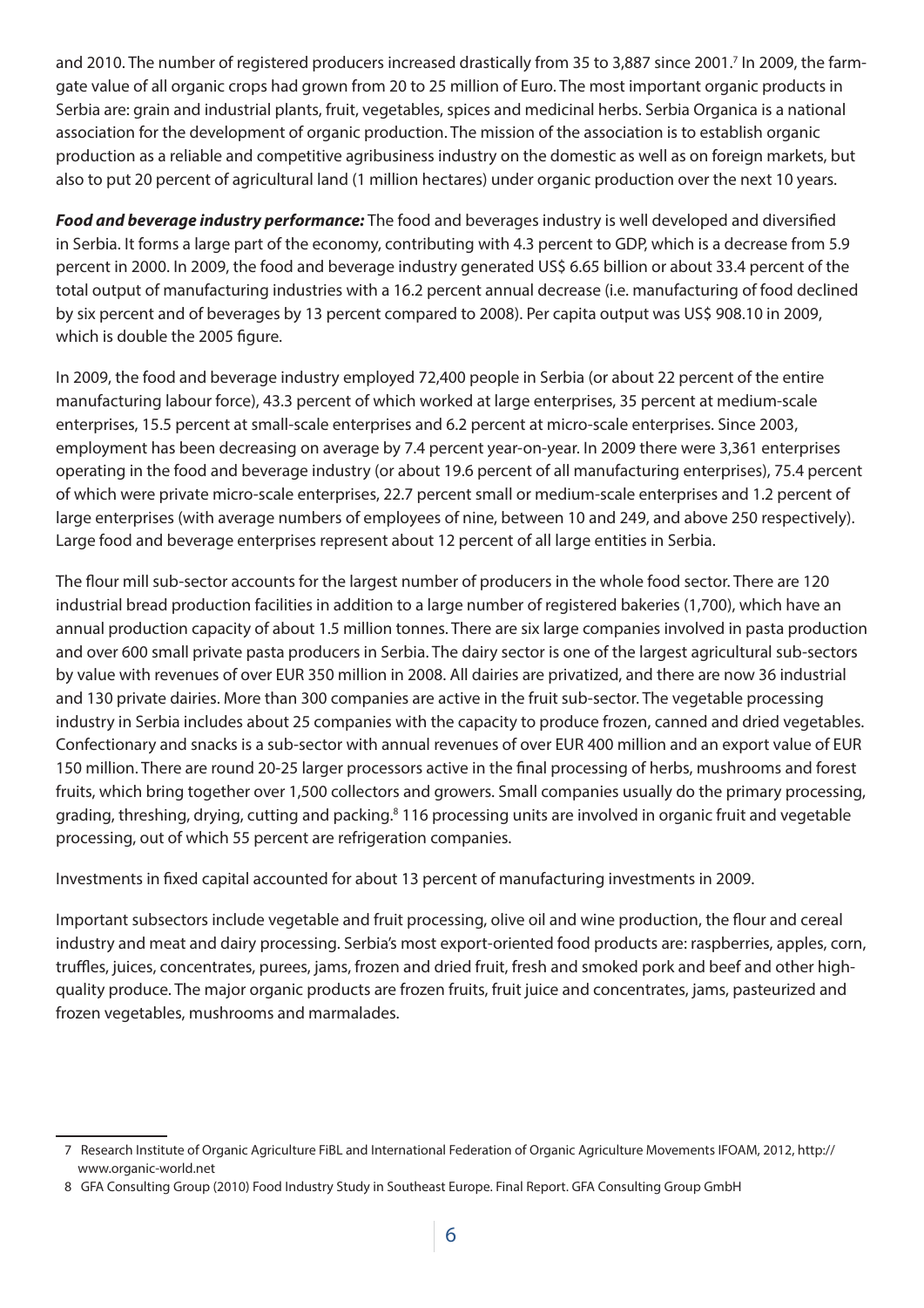and 2010. The number of registered producers increased drastically from 35 to 3,887 since 2001.[7] In 2009, the farm-gate value of all organic crops had grown from 20 to 25 million of Euro. The most important organic products in Serbia are: grain and industrial plants, fruit, vegetables, spices and medicinal herbs. Serbia Organica is a national association for the development of organic production. The mission of the association is to establish organic production as a reliable and competitive agribusiness industry on the domestic as well as on foreign markets, but also to put 20 percent of agricultural land (1 million hectares) under organic production over the next 10 years.

***Food and beverage industry performance:*** The food and beverages industry is well developed and diversified in Serbia. It forms a large part of the economy, contributing with 4.3 percent to GDP, which is a decrease from 5.9 percent in 2000. In 2009, the food and beverage industry generated US$ 6.65 billion or about 33.4 percent of the total output of manufacturing industries with a 16.2 percent annual decrease (i.e. manufacturing of food declined by six percent and of beverages by 13 percent compared to 2008). Per capita output was US$ 908.10 in 2009, which is double the 2005 figure.

In 2009, the food and beverage industry employed 72,400 people in Serbia (or about 22 percent of the entire manufacturing labour force), 43.3 percent of which worked at large enterprises, 35 percent at medium-scale enterprises, 15.5 percent at small-scale enterprises and 6.2 percent at micro-scale enterprises. Since 2003, employment has been decreasing on average by 7.4 percent year-on-year. In 2009 there were 3,361 enterprises operating in the food and beverage industry (or about 19.6 percent of all manufacturing enterprises), 75.4 percent of which were private micro-scale enterprises, 22.7 percent small or medium-scale enterprises and 1.2 percent of large enterprises (with average numbers of employees of nine, between 10 and 249, and above 250 respectively). Large food and beverage enterprises represent about 12 percent of all large entities in Serbia.

The flour mill sub-sector accounts for the largest number of producers in the whole food sector. There are 120 industrial bread production facilities in addition to a large number of registered bakeries (1,700), which have an annual production capacity of about 1.5 million tonnes. There are six large companies involved in pasta production and over 600 small private pasta producers in Serbia. The dairy sector is one of the largest agricultural sub-sectors by value with revenues of over EUR 350 million in 2008. All dairies are privatized, and there are now 36 industrial and 130 private dairies. More than 300 companies are active in the fruit sub-sector. The vegetable processing industry in Serbia includes about 25 companies with the capacity to produce frozen, canned and dried vegetables. Confectionary and snacks is a sub-sector with annual revenues of over EUR 400 million and an export value of EUR 150 million. There are round 20-25 larger processors active in the final processing of herbs, mushrooms and forest fruits, which bring together over 1,500 collectors and growers. Small companies usually do the primary processing, grading, threshing, drying, cutting and packing.[8] 116 processing units are involved in organic fruit and vegetable processing, out of which 55 percent are refrigeration companies.

Investments in fixed capital accounted for about 13 percent of manufacturing investments in 2009.

Important subsectors include vegetable and fruit processing, olive oil and wine production, the flour and cereal industry and meat and dairy processing. Serbia's most export-oriented food products are: raspberries, apples, corn, truffles, juices, concentrates, purees, jams, frozen and dried fruit, fresh and smoked pork and beef and other high-quality produce. The major organic products are frozen fruits, fruit juice and concentrates, jams, pasteurized and frozen vegetables, mushrooms and marmalades.

---

7 Research Institute of Organic Agriculture FiBL and International Federation of Organic Agriculture Movements IFOAM, 2012, http://www.organic-world.net

8 GFA Consulting Group (2010) Food Industry Study in Southeast Europe. Final Report. GFA Consulting Group GmbH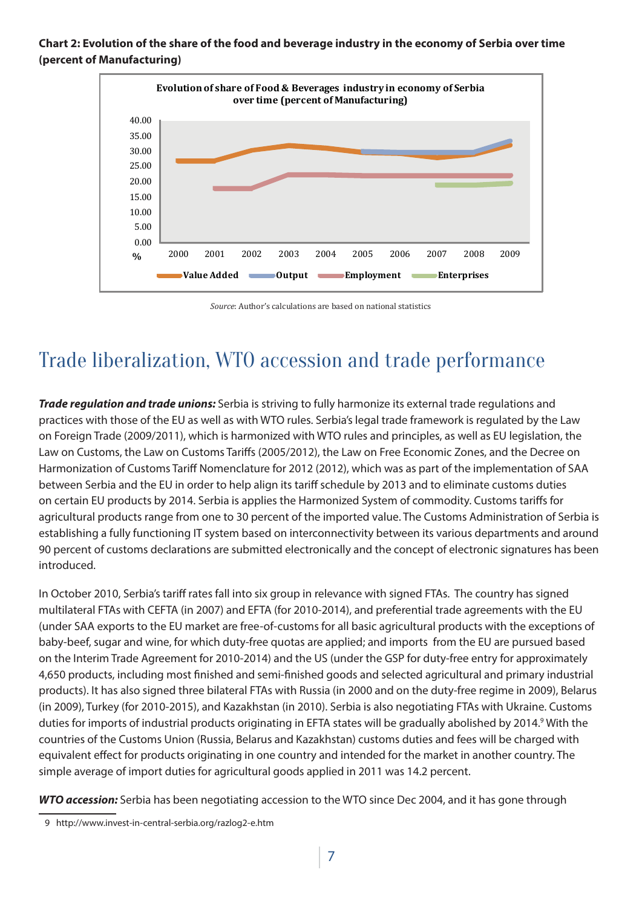**Chart 2: Evolution of the share of the food and beverage industry in the economy of Serbia over time (percent of Manufacturing)**

*Source*: Author's calculations are based on national statistics

# Trade liberalization, WTO accession and trade performance

***Trade regulation and trade unions:*** Serbia is striving to fully harmonize its external trade regulations and practices with those of the EU as well as with WTO rules. Serbia's legal trade framework is regulated by the Law on Foreign Trade (2009/2011), which is harmonized with WTO rules and principles, as well as EU legislation, the Law on Customs, the Law on Customs Tariffs (2005/2012), the Law on Free Economic Zones, and the Decree on Harmonization of Customs Tariff Nomenclature for 2012 (2012), which was as part of the implementation of SAA between Serbia and the EU in order to help align its tariff schedule by 2013 and to eliminate customs duties on certain EU products by 2014. Serbia is applies the Harmonized System of commodity. Customs tariffs for agricultural products range from one to 30 percent of the imported value. The Customs Administration of Serbia is establishing a fully functioning IT system based on interconnectivity between its various departments and around 90 percent of customs declarations are submitted electronically and the concept of electronic signatures has been introduced.

In October 2010, Serbia's tariff rates fall into six group in relevance with signed FTAs. The country has signed multilateral FTAs with CEFTA (in 2007) and EFTA (for 2010-2014), and preferential trade agreements with the EU (under SAA exports to the EU market are free-of-customs for all basic agricultural products with the exceptions of baby-beef, sugar and wine, for which duty-free quotas are applied; and imports from the EU are pursued based on the Interim Trade Agreement for 2010-2014) and the US (under the GSP for duty-free entry for approximately 4,650 products, including most finished and semi-finished goods and selected agricultural and primary industrial products). It has also signed three bilateral FTAs with Russia (in 2000 and on the duty-free regime in 2009), Belarus (in 2009), Turkey (for 2010-2015), and Kazakhstan (in 2010). Serbia is also negotiating FTAs with Ukraine. Customs duties for imports of industrial products originating in EFTA states will be gradually abolished by 2014.[9] With the countries of the Customs Union (Russia, Belarus and Kazakhstan) customs duties and fees will be charged with equivalent effect for products originating in one country and intended for the market in another country. The simple average of import duties for agricultural goods applied in 2011 was 14.2 percent.

***WTO accession:*** Serbia has been negotiating accession to the WTO since Dec 2004, and it has gone through

9 http://www.invest-in-central-serbia.org/razlog2-e.htm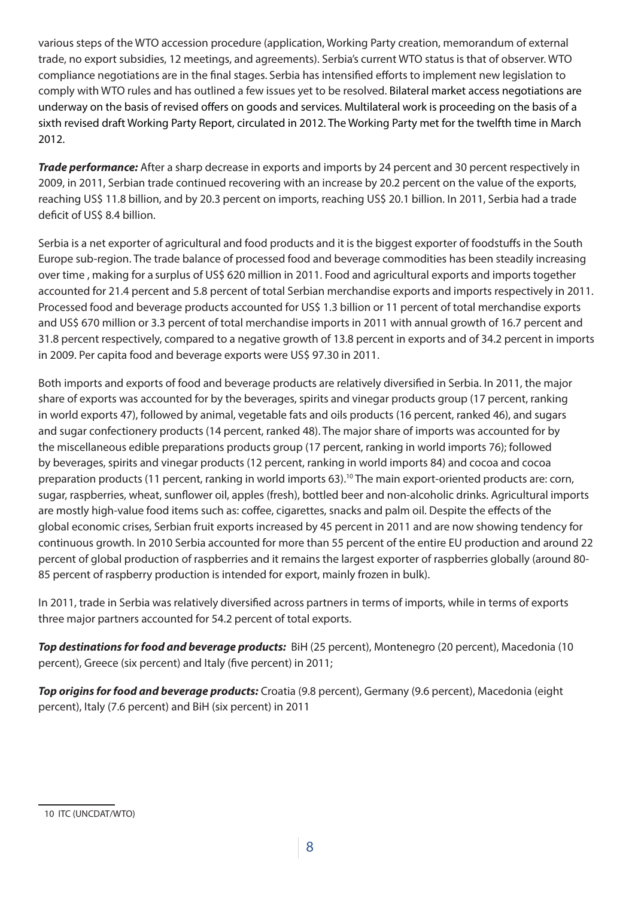various steps of the WTO accession procedure (application, Working Party creation, memorandum of external trade, no export subsidies, 12 meetings, and agreements). Serbia's current WTO status is that of observer. WTO compliance negotiations are in the final stages. Serbia has intensified efforts to implement new legislation to comply with WTO rules and has outlined a few issues yet to be resolved. Bilateral market access negotiations are underway on the basis of revised offers on goods and services. Multilateral work is proceeding on the basis of a sixth revised draft Working Party Report, circulated in 2012. The Working Party met for the twelfth time in March 2012.

***Trade performance:*** After a sharp decrease in exports and imports by 24 percent and 30 percent respectively in 2009, in 2011, Serbian trade continued recovering with an increase by 20.2 percent on the value of the exports, reaching US$ 11.8 billion, and by 20.3 percent on imports, reaching US$ 20.1 billion. In 2011, Serbia had a trade deficit of US$ 8.4 billion.

Serbia is a net exporter of agricultural and food products and it is the biggest exporter of foodstuffs in the South Europe sub-region. The trade balance of processed food and beverage commodities has been steadily increasing over time , making for a surplus of US$ 620 million in 2011. Food and agricultural exports and imports together accounted for 21.4 percent and 5.8 percent of total Serbian merchandise exports and imports respectively in 2011. Processed food and beverage products accounted for US$ 1.3 billion or 11 percent of total merchandise exports and US$ 670 million or 3.3 percent of total merchandise imports in 2011 with annual growth of 16.7 percent and 31.8 percent respectively, compared to a negative growth of 13.8 percent in exports and of 34.2 percent in imports in 2009. Per capita food and beverage exports were US$ 97.30 in 2011.

Both imports and exports of food and beverage products are relatively diversified in Serbia. In 2011, the major share of exports was accounted for by the beverages, spirits and vinegar products group (17 percent, ranking in world exports 47), followed by animal, vegetable fats and oils products (16 percent, ranked 46), and sugars and sugar confectionery products (14 percent, ranked 48). The major share of imports was accounted for by the miscellaneous edible preparations products group (17 percent, ranking in world imports 76); followed by beverages, spirits and vinegar products (12 percent, ranking in world imports 84) and cocoa and cocoa preparation products (11 percent, ranking in world imports 63).[10] The main export-oriented products are: corn, sugar, raspberries, wheat, sunflower oil, apples (fresh), bottled beer and non-alcoholic drinks. Agricultural imports are mostly high-value food items such as: coffee, cigarettes, snacks and palm oil. Despite the effects of the global economic crises, Serbian fruit exports increased by 45 percent in 2011 and are now showing tendency for continuous growth. In 2010 Serbia accounted for more than 55 percent of the entire EU production and around 22 percent of global production of raspberries and it remains the largest exporter of raspberries globally (around 80-85 percent of raspberry production is intended for export, mainly frozen in bulk).

In 2011, trade in Serbia was relatively diversified across partners in terms of imports, while in terms of exports three major partners accounted for 54.2 percent of total exports.

***Top destinations for food and beverage products:*** BiH (25 percent), Montenegro (20 percent), Macedonia (10 percent), Greece (six percent) and Italy (five percent) in 2011;

***Top origins for food and beverage products:*** Croatia (9.8 percent), Germany (9.6 percent), Macedonia (eight percent), Italy (7.6 percent) and BiH (six percent) in 2011

10 ITC (UNCDAT/WTO)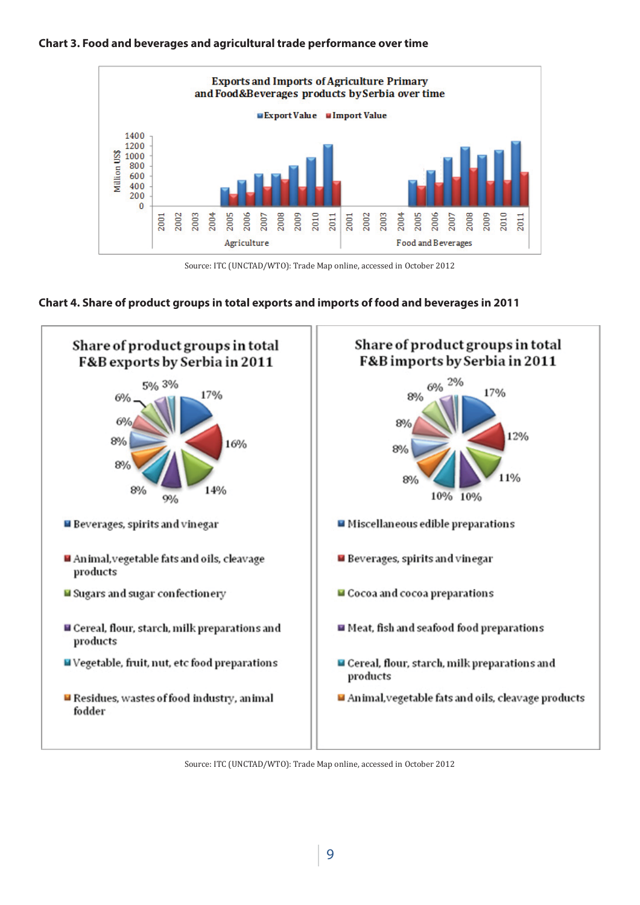**Chart 3. Food and beverages and agricultural trade performance over time**

Source: ITC (UNCTAD/WTO): Trade Map online, accessed in October 2012

**Chart 4. Share of product groups in total exports and imports of food and beverages in 2011**

Source: ITC (UNCTAD/WTO): Trade Map online, accessed in October 2012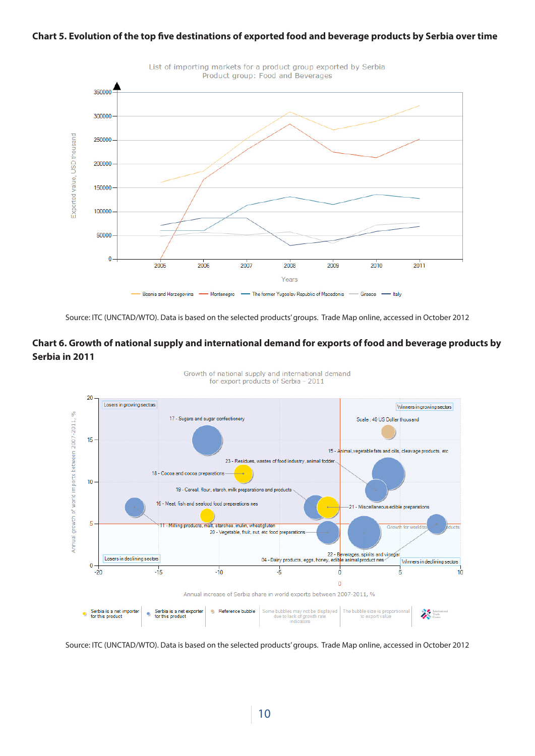**Chart 5. Evolution of the top five destinations of exported food and beverage products by Serbia over time**

Source: ITC (UNCTAD/WTO). Data is based on the selected products' groups. Trade Map online, accessed in October 2012

**Chart 6. Growth of national supply and international demand for exports of food and beverage products by Serbia in 2011**

Source: ITC (UNCTAD/WTO). Data is based on the selected products' groups. Trade Map online, accessed in October 2012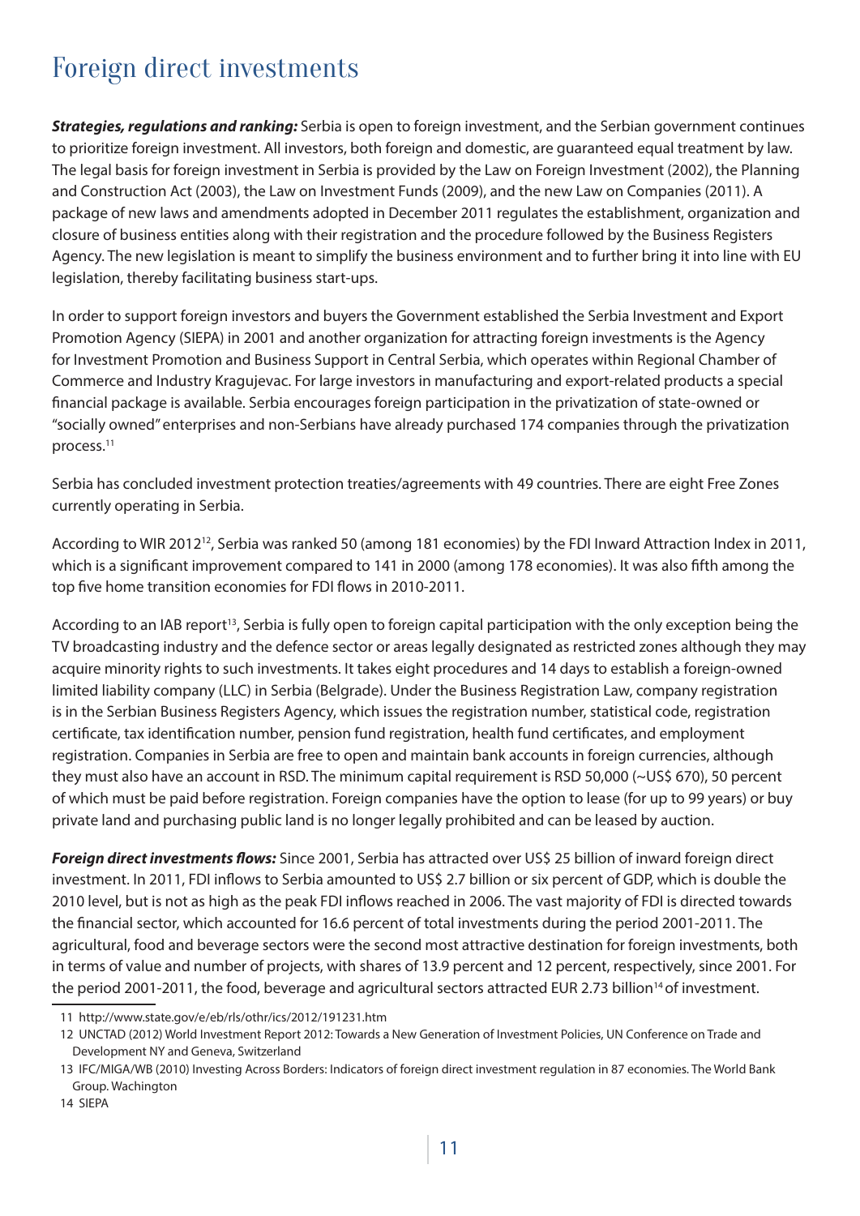# Foreign direct investments

***Strategies, regulations and ranking:*** Serbia is open to foreign investment, and the Serbian government continues to prioritize foreign investment. All investors, both foreign and domestic, are guaranteed equal treatment by law. The legal basis for foreign investment in Serbia is provided by the Law on Foreign Investment (2002), the Planning and Construction Act (2003), the Law on Investment Funds (2009), and the new Law on Companies (2011). A package of new laws and amendments adopted in December 2011 regulates the establishment, organization and closure of business entities along with their registration and the procedure followed by the Business Registers Agency. The new legislation is meant to simplify the business environment and to further bring it into line with EU legislation, thereby facilitating business start-ups.

In order to support foreign investors and buyers the Government established the Serbia Investment and Export Promotion Agency (SIEPA) in 2001 and another organization for attracting foreign investments is the Agency for Investment Promotion and Business Support in Central Serbia, which operates within Regional Chamber of Commerce and Industry Kragujevac. For large investors in manufacturing and export-related products a special financial package is available. Serbia encourages foreign participation in the privatization of state-owned or "socially owned" enterprises and non-Serbians have already purchased 174 companies through the privatization process.[11]

Serbia has concluded investment protection treaties/agreements with 49 countries. There are eight Free Zones currently operating in Serbia.

According to WIR 2012[12], Serbia was ranked 50 (among 181 economies) by the FDI Inward Attraction Index in 2011, which is a significant improvement compared to 141 in 2000 (among 178 economies). It was also fifth among the top five home transition economies for FDI flows in 2010-2011.

According to an IAB report[13], Serbia is fully open to foreign capital participation with the only exception being the TV broadcasting industry and the defence sector or areas legally designated as restricted zones although they may acquire minority rights to such investments. It takes eight procedures and 14 days to establish a foreign-owned limited liability company (LLC) in Serbia (Belgrade). Under the Business Registration Law, company registration is in the Serbian Business Registers Agency, which issues the registration number, statistical code, registration certificate, tax identification number, pension fund registration, health fund certificates, and employment registration. Companies in Serbia are free to open and maintain bank accounts in foreign currencies, although they must also have an account in RSD. The minimum capital requirement is RSD 50,000 (~US$ 670), 50 percent of which must be paid before registration. Foreign companies have the option to lease (for up to 99 years) or buy private land and purchasing public land is no longer legally prohibited and can be leased by auction.

***Foreign direct investments flows:*** Since 2001, Serbia has attracted over US$ 25 billion of inward foreign direct investment. In 2011, FDI inflows to Serbia amounted to US$ 2.7 billion or six percent of GDP, which is double the 2010 level, but is not as high as the peak FDI inflows reached in 2006. The vast majority of FDI is directed towards the financial sector, which accounted for 16.6 percent of total investments during the period 2001-2011. The agricultural, food and beverage sectors were the second most attractive destination for foreign investments, both in terms of value and number of projects, with shares of 13.9 percent and 12 percent, respectively, since 2001. For the period 2001-2011, the food, beverage and agricultural sectors attracted EUR 2.73 billion[14] of investment.

---

11 http://www.state.gov/e/eb/rls/othr/ics/2012/191231.htm

12 UNCTAD (2012) World Investment Report 2012: Towards a New Generation of Investment Policies, UN Conference on Trade and Development NY and Geneva, Switzerland

13 IFC/MIGA/WB (2010) Investing Across Borders: Indicators of foreign direct investment regulation in 87 economies. The World Bank Group. Washington

14 SIEPA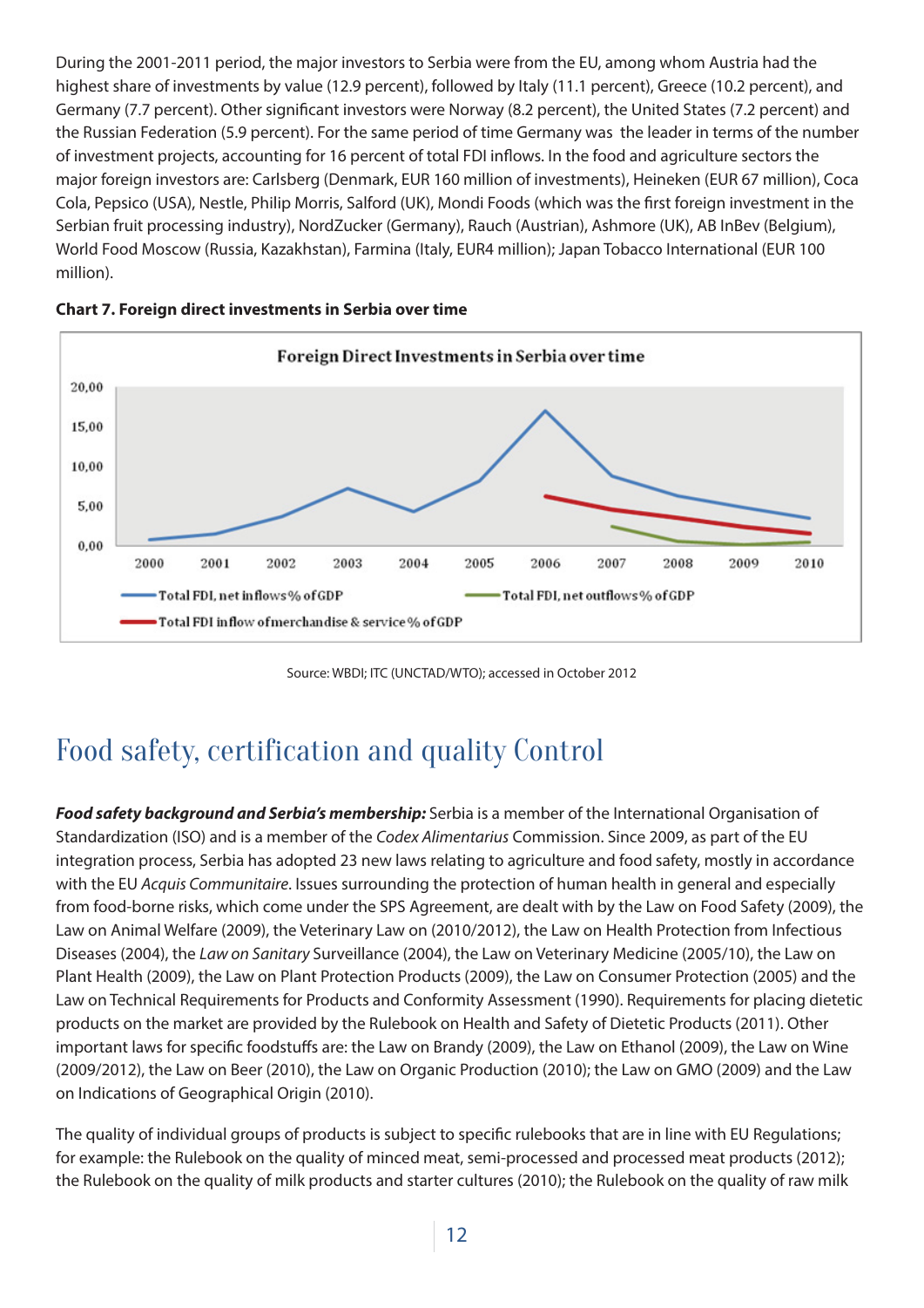During the 2001-2011 period, the major investors to Serbia were from the EU, among whom Austria had the highest share of investments by value (12.9 percent), followed by Italy (11.1 percent), Greece (10.2 percent), and Germany (7.7 percent). Other significant investors were Norway (8.2 percent), the United States (7.2 percent) and the Russian Federation (5.9 percent). For the same period of time Germany was the leader in terms of the number of investment projects, accounting for 16 percent of total FDI inflows. In the food and agriculture sectors the major foreign investors are: Carlsberg (Denmark, EUR 160 million of investments), Heineken (EUR 67 million), Coca Cola, Pepsico (USA), Nestle, Philip Morris, Salford (UK), Mondi Foods (which was the first foreign investment in the Serbian fruit processing industry), NordZucker (Germany), Rauch (Austrian), Ashmore (UK), AB InBev (Belgium), World Food Moscow (Russia, Kazakhstan), Farmina (Italy, EUR4 million); Japan Tobacco International (EUR 100 million).

**Chart 7. Foreign direct investments in Serbia over time**

Source: WBDI; ITC (UNCTAD/WTO); accessed in October 2012

# Food safety, certification and quality Control

***Food safety background and Serbia's membership:*** Serbia is a member of the International Organisation of Standardization (ISO) and is a member of the *Codex Alimentarius* Commission. Since 2009, as part of the EU integration process, Serbia has adopted 23 new laws relating to agriculture and food safety, mostly in accordance with the EU *Acquis Communitaire*. Issues surrounding the protection of human health in general and especially from food-borne risks, which come under the SPS Agreement, are dealt with by the Law on Food Safety (2009), the Law on Animal Welfare (2009), the Veterinary Law on (2010/2012), the Law on Health Protection from Infectious Diseases (2004), the *Law on Sanitary* Surveillance (2004), the Law on Veterinary Medicine (2005/10), the Law on Plant Health (2009), the Law on Plant Protection Products (2009), the Law on Consumer Protection (2005) and the Law on Technical Requirements for Products and Conformity Assessment (1990). Requirements for placing dietetic products on the market are provided by the Rulebook on Health and Safety of Dietetic Products (2011). Other important laws for specific foodstuffs are: the Law on Brandy (2009), the Law on Ethanol (2009), the Law on Wine (2009/2012), the Law on Beer (2010), the Law on Organic Production (2010); the Law on GMO (2009) and the Law on Indications of Geographical Origin (2010).

The quality of individual groups of products is subject to specific rulebooks that are in line with EU Regulations; for example: the Rulebook on the quality of minced meat, semi-processed and processed meat products (2012); the Rulebook on the quality of milk products and starter cultures (2010); the Rulebook on the quality of raw milk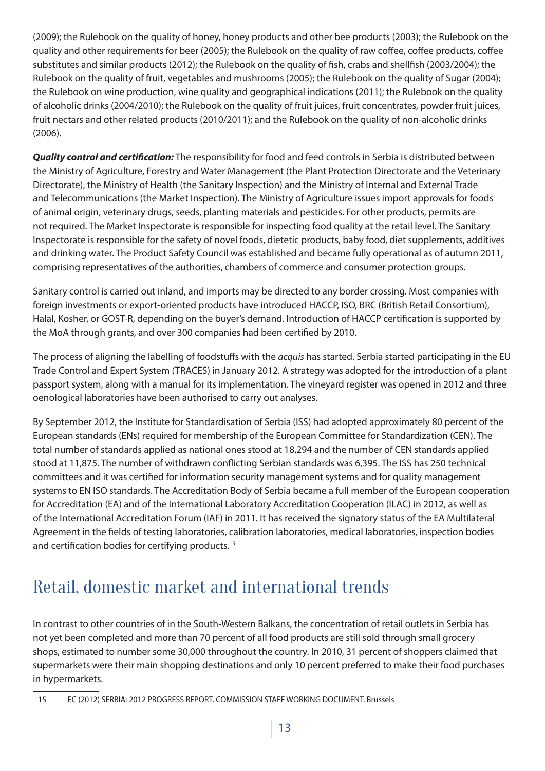(2009); the Rulebook on the quality of honey, honey products and other bee products (2003); the Rulebook on the quality and other requirements for beer (2005); the Rulebook on the quality of raw coffee, coffee products, coffee substitutes and similar products (2012); the Rulebook on the quality of fish, crabs and shellfish (2003/2004); the Rulebook on the quality of fruit, vegetables and mushrooms (2005); the Rulebook on the quality of Sugar (2004); the Rulebook on wine production, wine quality and geographical indications (2011); the Rulebook on the quality of alcoholic drinks (2004/2010); the Rulebook on the quality of fruit juices, fruit concentrates, powder fruit juices, fruit nectars and other related products (2010/2011); and the Rulebook on the quality of non-alcoholic drinks (2006).

***Quality control and certification:*** The responsibility for food and feed controls in Serbia is distributed between the Ministry of Agriculture, Forestry and Water Management (the Plant Protection Directorate and the Veterinary Directorate), the Ministry of Health (the Sanitary Inspection) and the Ministry of Internal and External Trade and Telecommunications (the Market Inspection). The Ministry of Agriculture issues import approvals for foods of animal origin, veterinary drugs, seeds, planting materials and pesticides. For other products, permits are not required. The Market Inspectorate is responsible for inspecting food quality at the retail level. The Sanitary Inspectorate is responsible for the safety of novel foods, dietetic products, baby food, diet supplements, additives and drinking water. The Product Safety Council was established and became fully operational as of autumn 2011, comprising representatives of the authorities, chambers of commerce and consumer protection groups.

Sanitary control is carried out inland, and imports may be directed to any border crossing. Most companies with foreign investments or export-oriented products have introduced HACCP, ISO, BRC (British Retail Consortium), Halal, Kosher, or GOST-R, depending on the buyer's demand. Introduction of HACCP certification is supported by the MoA through grants, and over 300 companies had been certified by 2010.

The process of aligning the labelling of foodstuffs with the *acquis* has started. Serbia started participating in the EU Trade Control and Expert System (TRACES) in January 2012. A strategy was adopted for the introduction of a plant passport system, along with a manual for its implementation. The vineyard register was opened in 2012 and three oenological laboratories have been authorised to carry out analyses.

By September 2012, the Institute for Standardisation of Serbia (ISS) had adopted approximately 80 percent of the European standards (ENs) required for membership of the European Committee for Standardization (CEN). The total number of standards applied as national ones stood at 18,294 and the number of CEN standards applied stood at 11,875. The number of withdrawn conflicting Serbian standards was 6,395. The ISS has 250 technical committees and it was certified for information security management systems and for quality management systems to EN ISO standards. The Accreditation Body of Serbia became a full member of the European cooperation for Accreditation (EA) and of the International Laboratory Accreditation Cooperation (ILAC) in 2012, as well as of the International Accreditation Forum (IAF) in 2011. It has received the signatory status of the EA Multilateral Agreement in the fields of testing laboratories, calibration laboratories, medical laboratories, inspection bodies and certification bodies for certifying products.[15]

# Retail, domestic market and international trends

In contrast to other countries of in the South-Western Balkans, the concentration of retail outlets in Serbia has not yet been completed and more than 70 percent of all food products are still sold through small grocery shops, estimated to number some 30,000 throughout the country. In 2010, 31 percent of shoppers claimed that supermarkets were their main shopping destinations and only 10 percent preferred to make their food purchases in hypermarkets.

15 EC (2012) SERBIA: 2012 PROGRESS REPORT. COMMISSION STAFF WORKING DOCUMENT. Brussels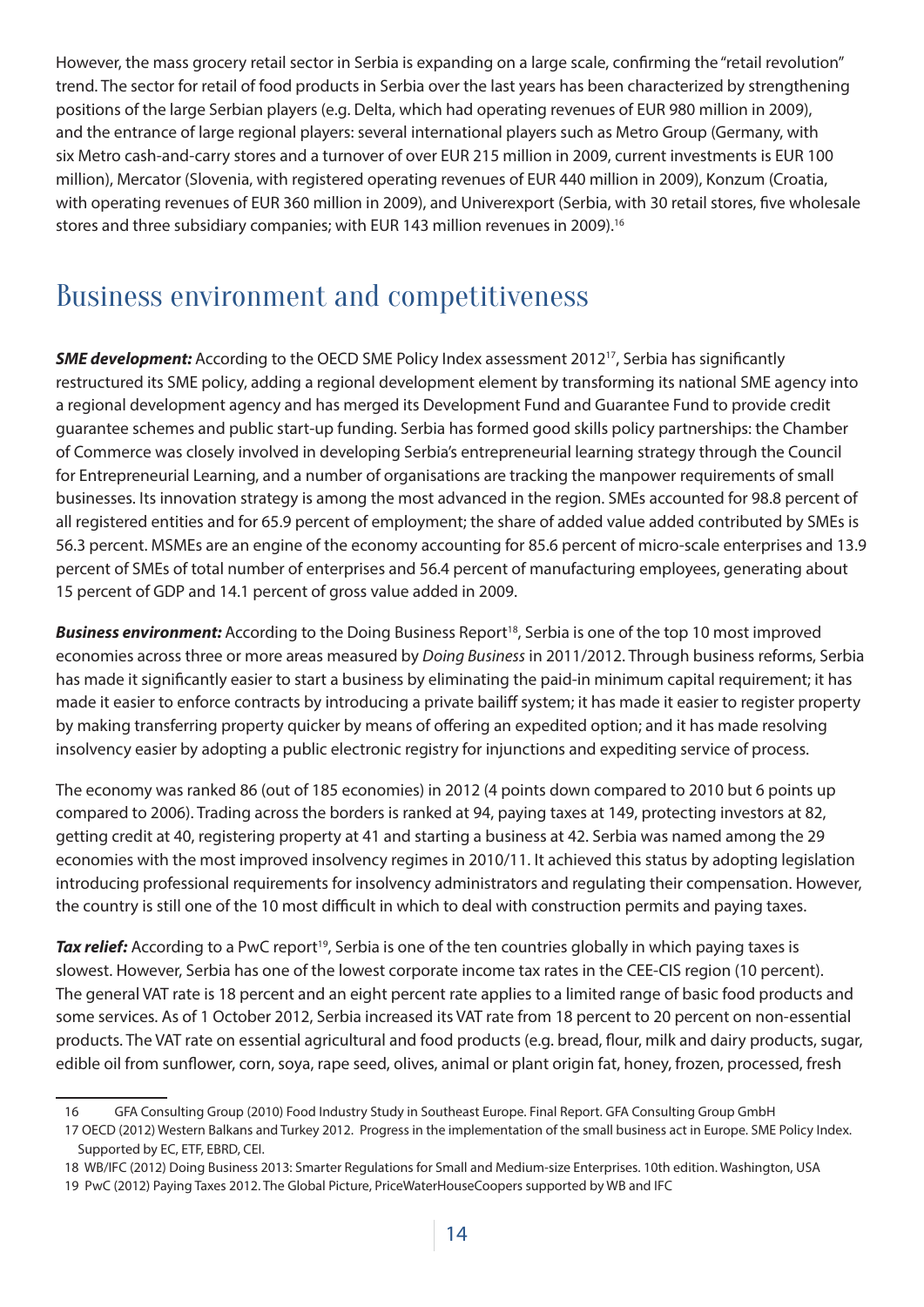However, the mass grocery retail sector in Serbia is expanding on a large scale, confirming the "retail revolution" trend. The sector for retail of food products in Serbia over the last years has been characterized by strengthening positions of the large Serbian players (e.g. Delta, which had operating revenues of EUR 980 million in 2009), and the entrance of large regional players: several international players such as Metro Group (Germany, with six Metro cash-and-carry stores and a turnover of over EUR 215 million in 2009, current investments is EUR 100 million), Mercator (Slovenia, with registered operating revenues of EUR 440 million in 2009), Konzum (Croatia, with operating revenues of EUR 360 million in 2009), and Univerexport (Serbia, with 30 retail stores, five wholesale stores and three subsidiary companies; with EUR 143 million revenues in 2009).[16]

## Business environment and competitiveness

***SME development:*** According to the OECD SME Policy Index assessment 2012[17], Serbia has significantly restructured its SME policy, adding a regional development element by transforming its national SME agency into a regional development agency and has merged its Development Fund and Guarantee Fund to provide credit guarantee schemes and public start-up funding. Serbia has formed good skills policy partnerships: the Chamber of Commerce was closely involved in developing Serbia's entrepreneurial learning strategy through the Council for Entrepreneurial Learning, and a number of organisations are tracking the manpower requirements of small businesses. Its innovation strategy is among the most advanced in the region. SMEs accounted for 98.8 percent of all registered entities and for 65.9 percent of employment; the share of added value added contributed by SMEs is 56.3 percent. MSMEs are an engine of the economy accounting for 85.6 percent of micro-scale enterprises and 13.9 percent of SMEs of total number of enterprises and 56.4 percent of manufacturing employees, generating about 15 percent of GDP and 14.1 percent of gross value added in 2009.

***Business environment:*** According to the Doing Business Report[18], Serbia is one of the top 10 most improved economies across three or more areas measured by *Doing Business* in 2011/2012. Through business reforms, Serbia has made it significantly easier to start a business by eliminating the paid-in minimum capital requirement; it has made it easier to enforce contracts by introducing a private bailiff system; it has made it easier to register property by making transferring property quicker by means of offering an expedited option; and it has made resolving insolvency easier by adopting a public electronic registry for injunctions and expediting service of process.

The economy was ranked 86 (out of 185 economies) in 2012 (4 points down compared to 2010 but 6 points up compared to 2006). Trading across the borders is ranked at 94, paying taxes at 149, protecting investors at 82, getting credit at 40, registering property at 41 and starting a business at 42. Serbia was named among the 29 economies with the most improved insolvency regimes in 2010/11. It achieved this status by adopting legislation introducing professional requirements for insolvency administrators and regulating their compensation. However, the country is still one of the 10 most difficult in which to deal with construction permits and paying taxes.

***Tax relief:*** According to a PwC report[19], Serbia is one of the ten countries globally in which paying taxes is slowest. However, Serbia has one of the lowest corporate income tax rates in the CEE-CIS region (10 percent). The general VAT rate is 18 percent and an eight percent rate applies to a limited range of basic food products and some services. As of 1 October 2012, Serbia increased its VAT rate from 18 percent to 20 percent on non-essential products. The VAT rate on essential agricultural and food products (e.g. bread, flour, milk and dairy products, sugar, edible oil from sunflower, corn, soya, rape seed, olives, animal or plant origin fat, honey, frozen, processed, fresh

---

16 GFA Consulting Group (2010) Food Industry Study in Southeast Europe. Final Report. GFA Consulting Group GmbH

17 OECD (2012) Western Balkans and Turkey 2012. Progress in the implementation of the small business act in Europe. SME Policy Index. Supported by EC, ETF, EBRD, CEI.

18 WB/IFC (2012) Doing Business 2013: Smarter Regulations for Small and Medium-size Enterprises. 10th edition. Washington, USA

19 PwC (2012) Paying Taxes 2012. The Global Picture, PriceWaterHouseCoopers supported by WB and IFC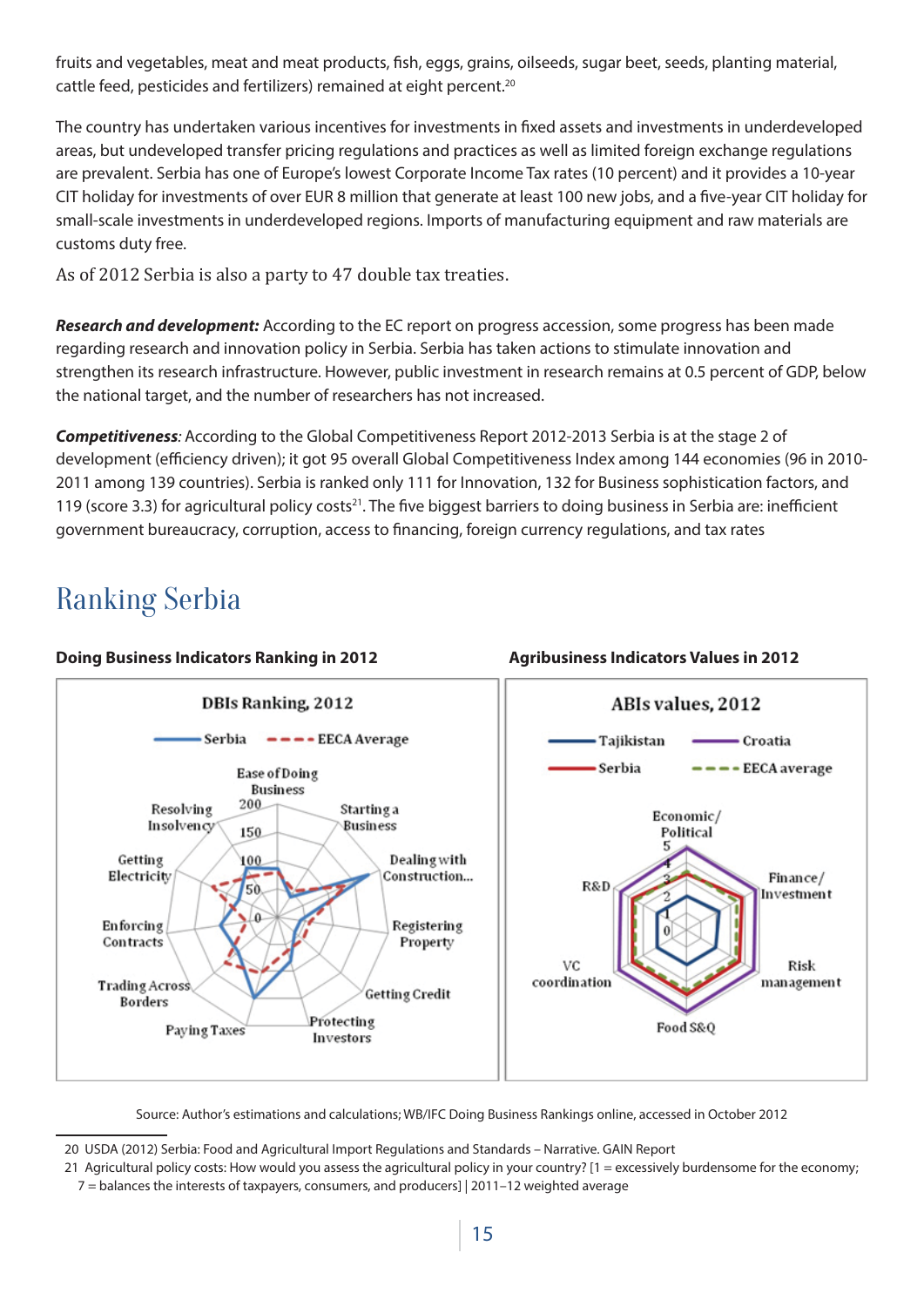fruits and vegetables, meat and meat products, fish, eggs, grains, oilseeds, sugar beet, seeds, planting material, cattle feed, pesticides and fertilizers) remained at eight percent.[20]

The country has undertaken various incentives for investments in fixed assets and investments in underdeveloped areas, but undeveloped transfer pricing regulations and practices as well as limited foreign exchange regulations are prevalent. Serbia has one of Europe's lowest Corporate Income Tax rates (10 percent) and it provides a 10-year CIT holiday for investments of over EUR 8 million that generate at least 100 new jobs, and a five-year CIT holiday for small-scale investments in underdeveloped regions. Imports of manufacturing equipment and raw materials are customs duty free.

As of 2012 Serbia is also a party to 47 double tax treaties.

***Research and development:*** According to the EC report on progress accession, some progress has been made regarding research and innovation policy in Serbia. Serbia has taken actions to stimulate innovation and strengthen its research infrastructure. However, public investment in research remains at 0.5 percent of GDP, below the national target, and the number of researchers has not increased.

***Competitiveness***: According to the Global Competitiveness Report 2012-2013 Serbia is at the stage 2 of development (efficiency driven); it got 95 overall Global Competitiveness Index among 144 economies (96 in 2010-2011 among 139 countries). Serbia is ranked only 111 for Innovation, 132 for Business sophistication factors, and 119 (score 3.3) for agricultural policy costs[21]. The five biggest barriers to doing business in Serbia are: inefficient government bureaucracy, corruption, access to financing, foreign currency regulations, and tax rates

# Ranking Serbia

**Doing Business Indicators Ranking in 2012**

**Agribusiness Indicators Values in 2012**

Source: Author's estimations and calculations; WB/IFC Doing Business Rankings online, accessed in October 2012

20 USDA (2012) Serbia: Food and Agricultural Import Regulations and Standards – Narrative. GAIN Report

21 Agricultural policy costs: How would you assess the agricultural policy in your country? [1 = excessively burdensome for the economy; 7 = balances the interests of taxpayers, consumers, and producers] | 2011–12 weighted average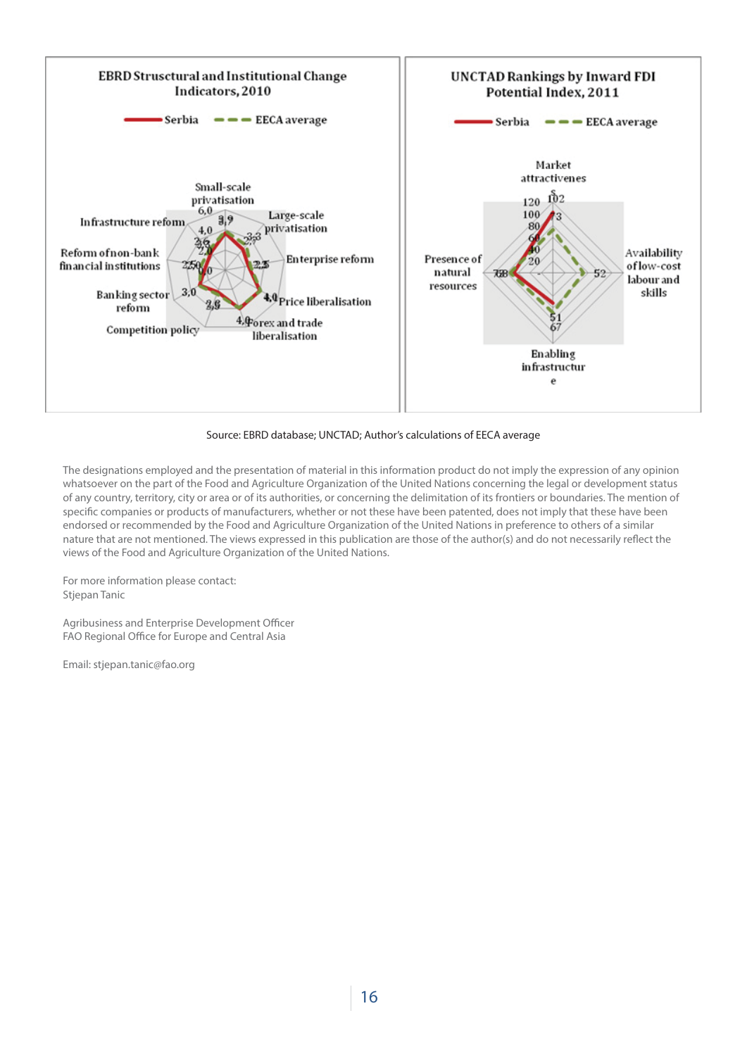**EBRD Struscural and Institutional Change Indicators, 2010**

Serbia — EECA average

Small-scale privatisation
Large-scale privatisation
Enterprise reform
Price liberalisation
Forex and trade liberalisation
Competition policy
Banking sector reform
Reform of non-bank financial institutions
Infrastructure reform

6,0
4,0
3,9
3,7
3,3
2,7
2,6
2,3
2,0
2,3
2,5
4,0
4,0
4,0
2,6
2,3
3,0
2,0
2,5
0,0

**UNCTAD Rankings by Inward FDI Potential Index, 2011**

Serbia — EECA average

Market attractivenes
Availability of low-cost labour and skills
Enabling infrastructure
Presence of natural resources

120
100
80
60
40
20
-
102
73
52
51
67
78
68

Source: EBRD database; UNCTAD; Author's calculations of EECA average

The designations employed and the presentation of material in this information product do not imply the expression of any opinion whatsoever on the part of the Food and Agriculture Organization of the United Nations concerning the legal or development status of any country, territory, city or area or of its authorities, or concerning the delimitation of its frontiers or boundaries. The mention of specific companies or products of manufacturers, whether or not these have been patented, does not imply that these have been endorsed or recommended by the Food and Agriculture Organization of the United Nations in preference to others of a similar nature that are not mentioned. The views expressed in this publication are those of the author(s) and do not necessarily reflect the views of the Food and Agriculture Organization of the United Nations.

For more information please contact:
Stjepan Tanic

Agribusiness and Enterprise Development Officer
FAO Regional Office for Europe and Central Asia

Email: stjepan.tanic@fao.org